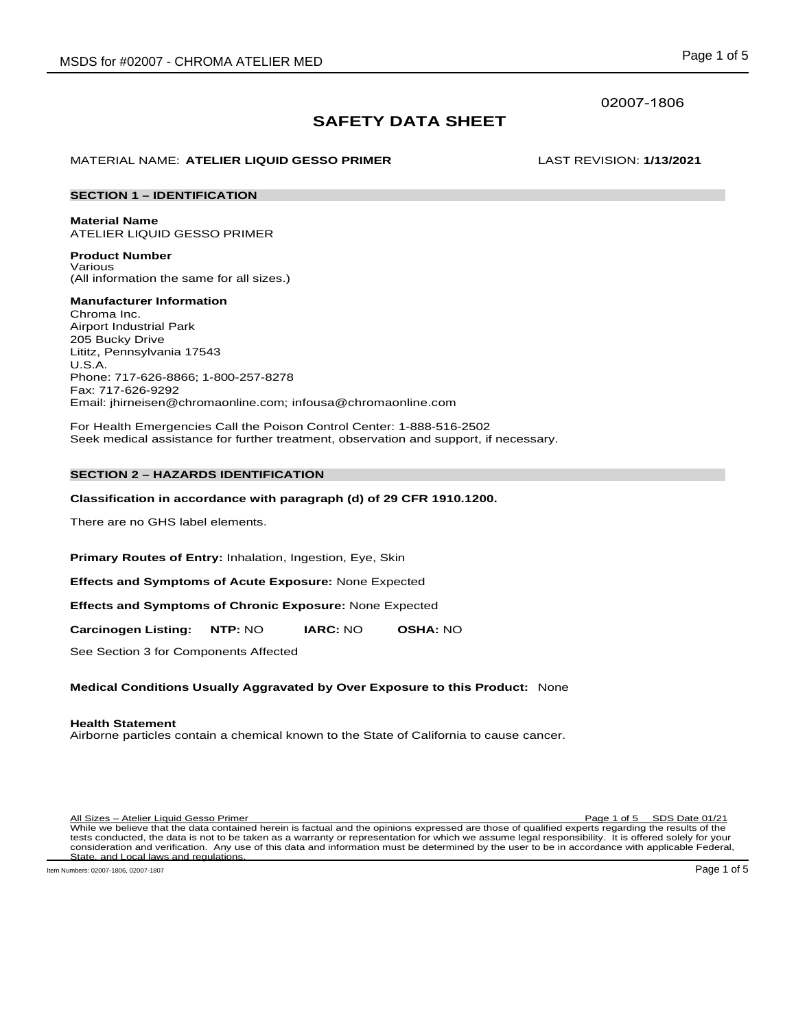02007-1806

# SAFETY DATA SHEET

MATERIAL NAME: **ATELIER LIQUID GESSO PRIMER** LAST REVISION: **1/13/2021**

## SECTION 1 – IDENTIFICATION

**Material Name**
ATELIER LIQUID GESSO PRIMER

**Product Number**
Various
(All information the same for all sizes.)

**Manufacturer Information**
Chroma Inc.
Airport Industrial Park
205 Bucky Drive
Lititz, Pennsylvania 17543
U.S.A.
Phone: 717-626-8866; 1-800-257-8278
Fax: 717-626-9292
Email: jhirneisen@chromaonline.com; infousa@chromaonline.com

For Health Emergencies Call the Poison Control Center: 1-888-516-2502
Seek medical assistance for further treatment, observation and support, if necessary.

## SECTION 2 – HAZARDS IDENTIFICATION

**Classification in accordance with paragraph (d) of 29 CFR 1910.1200.**

There are no GHS label elements.

**Primary Routes of Entry:** Inhalation, Ingestion, Eye, Skin

**Effects and Symptoms of Acute Exposure:** None Expected

**Effects and Symptoms of Chronic Exposure:** None Expected

**Carcinogen Listing:** **NTP:** NO **IARC:** NO **OSHA:** NO

See Section 3 for Components Affected

**Medical Conditions Usually Aggravated by Over Exposure to this Product:** None

**Health Statement**
Airborne particles contain a chemical known to the State of California to cause cancer.

All Sizes – Atelier Liquid Gesso Primer SDS Date 01/21
While we believe that the data contained herein is factual and the opinions expressed are those of qualified experts regarding the results of the tests conducted, the data is not to be taken as a warranty or representation for which we assume legal responsibility. It is offered solely for your consideration and verification. Any use of this data and information must be determined by the user to be in accordance with applicable Federal, State, and Local laws and regulations.

Item Numbers: 02007-1806, 02007-1807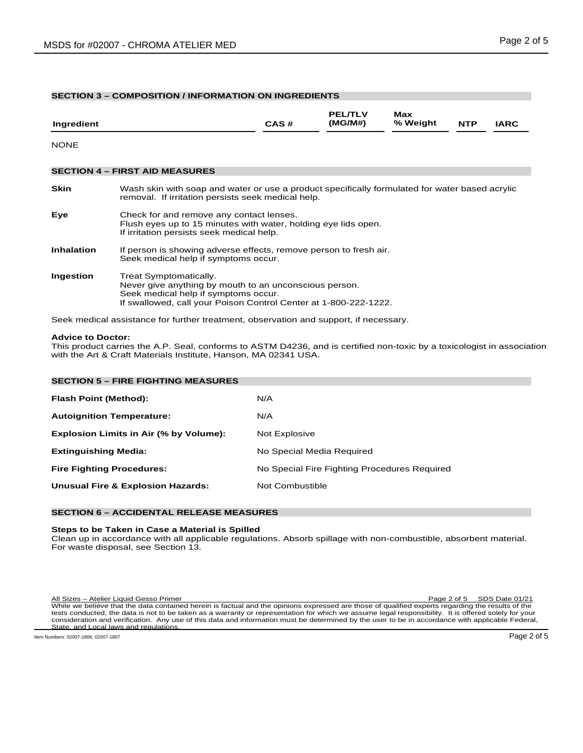## SECTION 3 – COMPOSITION / INFORMATION ON INGREDIENTS

| Ingredient | CAS # | PEL/TLV (MG/M#) | Max % Weight | NTP | IARC |
|---|---|---|---|---|---|

NONE

## SECTION 4 – FIRST AID MEASURES

**Skin** Wash skin with soap and water or use a product specifically formulated for water based acrylic removal. If irritation persists seek medical help.

**Eye** Check for and remove any contact lenses.
Flush eyes up to 15 minutes with water, holding eye lids open.
If irritation persists seek medical help.

**Inhalation** If person is showing adverse effects, remove person to fresh air.
Seek medical help if symptoms occur.

**Ingestion** Treat Symptomatically.
Never give anything by mouth to an unconscious person.
Seek medical help if symptoms occur.
If swallowed, call your Poison Control Center at 1-800-222-1222.

Seek medical assistance for further treatment, observation and support, if necessary.

**Advice to Doctor:**
This product carries the A.P. Seal, conforms to ASTM D4236, and is certified non-toxic by a toxicologist in association with the Art & Craft Materials Institute, Hanson, MA 02341 USA.

## SECTION 5 – FIRE FIGHTING MEASURES

| | |
|---|---|
| **Flash Point (Method):** | N/A |
| **Autoignition Temperature:** | N/A |
| **Explosion Limits in Air (% by Volume):** | Not Explosive |
| **Extinguishing Media:** | No Special Media Required |
| **Fire Fighting Procedures:** | No Special Fire Fighting Procedures Required |
| **Unusual Fire & Explosion Hazards:** | Not Combustible |

## SECTION 6 – ACCIDENTAL RELEASE MEASURES

**Steps to be Taken in Case a Material is Spilled**
Clean up in accordance with all applicable regulations. Absorb spillage with non-combustible, absorbent material. For waste disposal, see Section 13.

All Sizes – Atelier Liquid Gesso Primer SDS Date 01/21
While we believe that the data contained herein is factual and the opinions expressed are those of qualified experts regarding the results of the tests conducted, the data is not to be taken as a warranty or representation for which we assume legal responsibility. It is offered solely for your consideration and verification. Any use of this data and information must be determined by the user to be in accordance with applicable Federal, State, and Local laws and regulations.

Item Numbers: 02007-1806, 02007-1807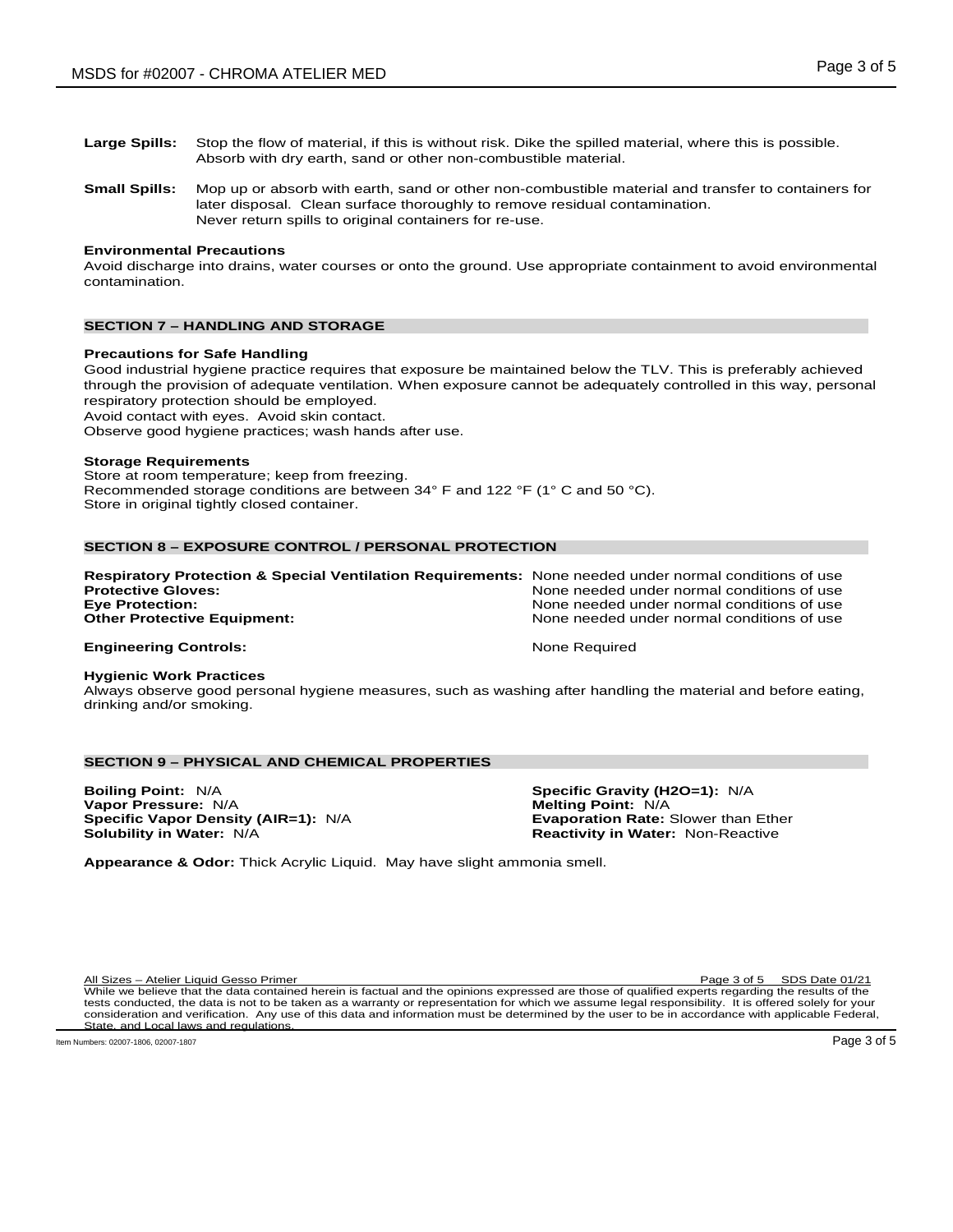**Large Spills:** Stop the flow of material, if this is without risk. Dike the spilled material, where this is possible. Absorb with dry earth, sand or other non-combustible material.

**Small Spills:** Mop up or absorb with earth, sand or other non-combustible material and transfer to containers for later disposal. Clean surface thoroughly to remove residual contamination. Never return spills to original containers for re-use.

**Environmental Precautions**
Avoid discharge into drains, water courses or onto the ground. Use appropriate containment to avoid environmental contamination.

## SECTION 7 – HANDLING AND STORAGE

**Precautions for Safe Handling**
Good industrial hygiene practice requires that exposure be maintained below the TLV. This is preferably achieved through the provision of adequate ventilation. When exposure cannot be adequately controlled in this way, personal respiratory protection should be employed.
Avoid contact with eyes. Avoid skin contact.
Observe good hygiene practices; wash hands after use.

**Storage Requirements**
Store at room temperature; keep from freezing.
Recommended storage conditions are between 34° F and 122 °F (1° C and 50 °C).
Store in original tightly closed container.

## SECTION 8 – EXPOSURE CONTROL / PERSONAL PROTECTION

**Respiratory Protection & Special Ventilation Requirements:** None needed under normal conditions of use
**Protective Gloves:** None needed under normal conditions of use
**Eye Protection:** None needed under normal conditions of use
**Other Protective Equipment:** None needed under normal conditions of use

**Engineering Controls:** None Required

**Hygienic Work Practices**
Always observe good personal hygiene measures, such as washing after handling the material and before eating, drinking and/or smoking.

## SECTION 9 – PHYSICAL AND CHEMICAL PROPERTIES

**Boiling Point:** N/A
**Vapor Pressure:** N/A
**Specific Vapor Density (AIR=1):** N/A
**Solubility in Water:** N/A
**Specific Gravity (H2O=1):** N/A
**Melting Point:** N/A
**Evaporation Rate:** Slower than Ether
**Reactivity in Water:** Non-Reactive

**Appearance & Odor:** Thick Acrylic Liquid. May have slight ammonia smell.

All Sizes – Atelier Liquid Gesso Primer SDS Date 01/21
While we believe that the data contained herein is factual and the opinions expressed are those of qualified experts regarding the results of the tests conducted, the data is not to be taken as a warranty or representation for which we assume legal responsibility. It is offered solely for your consideration and verification. Any use of this data and information must be determined by the user to be in accordance with applicable Federal, State, and Local laws and regulations.

Item Numbers: 02007-1806, 02007-1807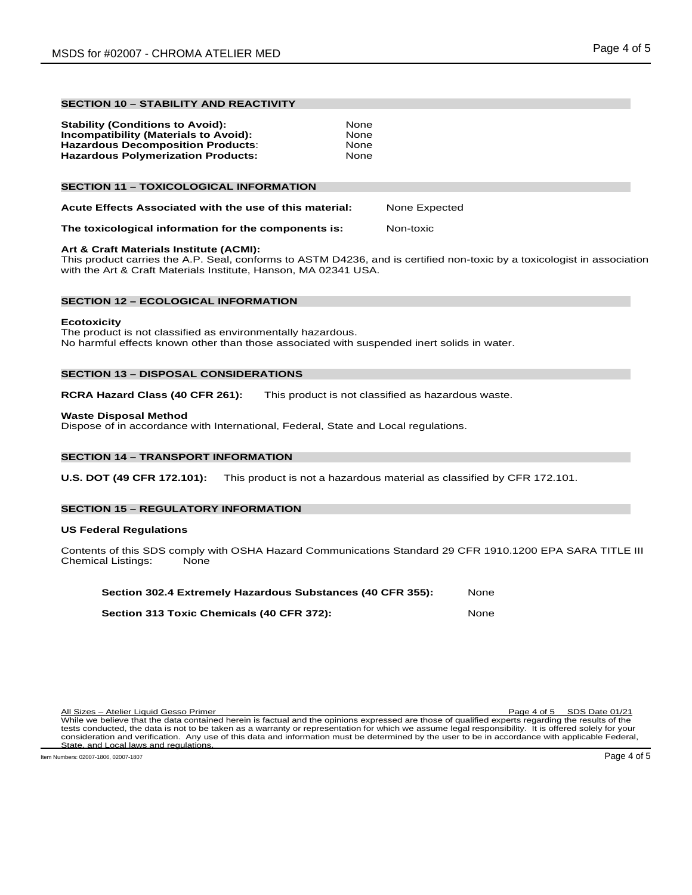## SECTION 10 – STABILITY AND REACTIVITY

| | |
|---|---|
| **Stability (Conditions to Avoid):** | None |
| **Incompatibility (Materials to Avoid):** | None |
| **Hazardous Decomposition Products**: | None |
| **Hazardous Polymerization Products:** | None |

## SECTION 11 – TOXICOLOGICAL INFORMATION

**Acute Effects Associated with the use of this material:** None Expected

**The toxicological information for the components is:** Non-toxic

**Art & Craft Materials Institute (ACMI):**
This product carries the A.P. Seal, conforms to ASTM D4236, and is certified non-toxic by a toxicologist in association with the Art & Craft Materials Institute, Hanson, MA 02341 USA.

## SECTION 12 – ECOLOGICAL INFORMATION

**Ecotoxicity**
The product is not classified as environmentally hazardous.
No harmful effects known other than those associated with suspended inert solids in water.

## SECTION 13 – DISPOSAL CONSIDERATIONS

**RCRA Hazard Class (40 CFR 261):** This product is not classified as hazardous waste.

**Waste Disposal Method**
Dispose of in accordance with International, Federal, State and Local regulations.

## SECTION 14 – TRANSPORT INFORMATION

**U.S. DOT (49 CFR 172.101):** This product is not a hazardous material as classified by CFR 172.101.

## SECTION 15 – REGULATORY INFORMATION

**US Federal Regulations**

Contents of this SDS comply with OSHA Hazard Communications Standard 29 CFR 1910.1200 EPA SARA TITLE III Chemical Listings: None

**Section 302.4 Extremely Hazardous Substances (40 CFR 355):** None

**Section 313 Toxic Chemicals (40 CFR 372):** None

All Sizes – Atelier Liquid Gesso Primer SDS Date 01/21

While we believe that the data contained herein is factual and the opinions expressed are those of qualified experts regarding the results of the tests conducted, the data is not to be taken as a warranty or representation for which we assume legal responsibility. It is offered solely for your consideration and verification. Any use of this data and information must be determined by the user to be in accordance with applicable Federal, State, and Local laws and regulations.

Item Numbers: 02007-1806, 02007-1807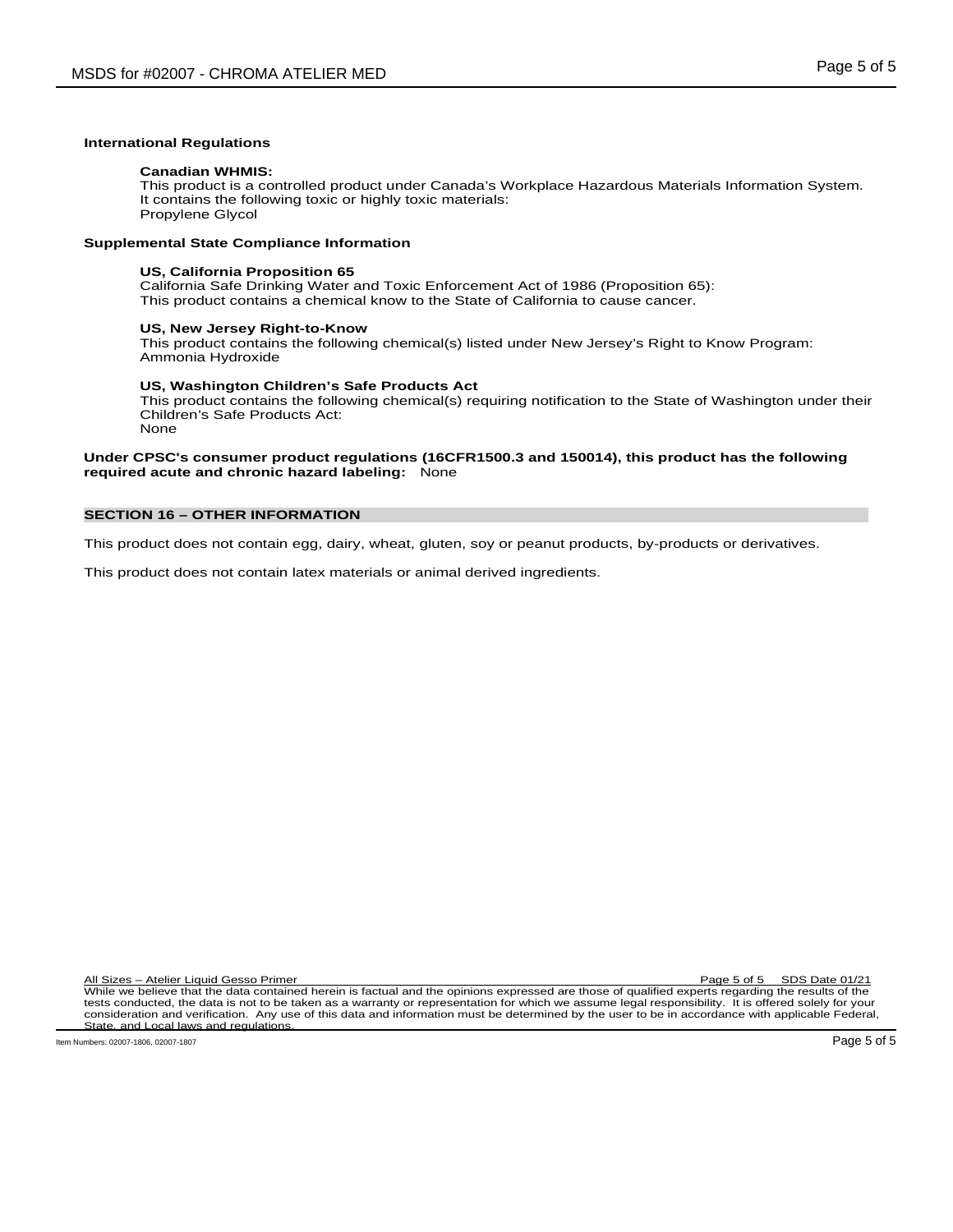**International Regulations**

**Canadian WHMIS:**
This product is a controlled product under Canada's Workplace Hazardous Materials Information System.
It contains the following toxic or highly toxic materials:
Propylene Glycol

**Supplemental State Compliance Information**

**US, California Proposition 65**
California Safe Drinking Water and Toxic Enforcement Act of 1986 (Proposition 65):
This product contains a chemical know to the State of California to cause cancer.

**US, New Jersey Right-to-Know**
This product contains the following chemical(s) listed under New Jersey's Right to Know Program:
Ammonia Hydroxide

**US, Washington Children's Safe Products Act**
This product contains the following chemical(s) requiring notification to the State of Washington under their Children's Safe Products Act:
None

**Under CPSC's consumer product regulations (16CFR1500.3 and 150014), this product has the following required acute and chronic hazard labeling:** None

## SECTION 16 – OTHER INFORMATION

This product does not contain egg, dairy, wheat, gluten, soy or peanut products, by-products or derivatives.

This product does not contain latex materials or animal derived ingredients.

All Sizes – Atelier Liquid Gesso Primer SDS Date 01/21

While we believe that the data contained herein is factual and the opinions expressed are those of qualified experts regarding the results of the tests conducted, the data is not to be taken as a warranty or representation for which we assume legal responsibility. It is offered solely for your consideration and verification. Any use of this data and information must be determined by the user to be in accordance with applicable Federal, State, and Local laws and regulations.

Item Numbers: 02007-1806, 02007-1807